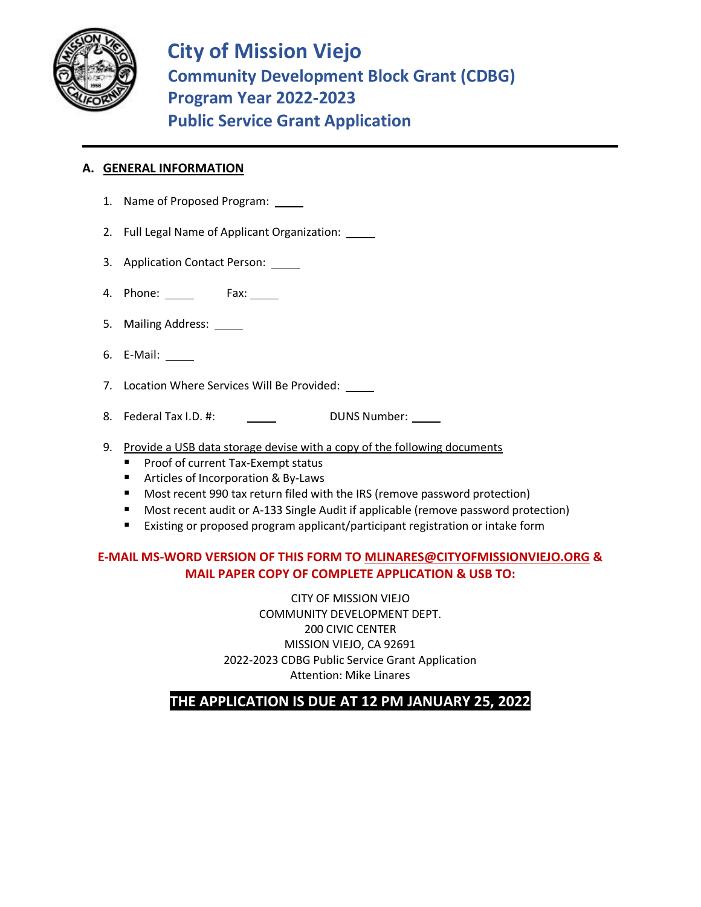# City of Mission Viejo

## Community Development Block Grant (CDBG)

## Program Year 2022-2023

## Public Service Grant Application

---

### A. GENERAL INFORMATION

1. Name of Proposed Program: \_\_\_\_\_
2. Full Legal Name of Applicant Organization: \_\_\_\_\_
3. Application Contact Person: \_\_\_\_\_
4. Phone: \_\_\_\_\_ Fax: \_\_\_\_\_
5. Mailing Address: \_\_\_\_\_
6. E-Mail: \_\_\_\_\_
7. Location Where Services Will Be Provided: \_\_\_\_\_
8. Federal Tax I.D. #: \_\_\_\_\_ DUNS Number: \_\_\_\_\_
9. Provide a USB data storage devise with a copy of the following documents
   - Proof of current Tax-Exempt status
   - Articles of Incorporation & By-Laws
   - Most recent 990 tax return filed with the IRS (remove password protection)
   - Most recent audit or A-133 Single Audit if applicable (remove password protection)
   - Existing or proposed program applicant/participant registration or intake form

**E-MAIL MS-WORD VERSION OF THIS FORM TO MLINARES@CITYOFMISSIONVIEJO.ORG & MAIL PAPER COPY OF COMPLETE APPLICATION & USB TO:**

CITY OF MISSION VIEJO
COMMUNITY DEVELOPMENT DEPT.
200 CIVIC CENTER
MISSION VIEJO, CA 92691
2022-2023 CDBG Public Service Grant Application
Attention: Mike Linares

**THE APPLICATION IS DUE AT 12 PM JANUARY 25, 2022**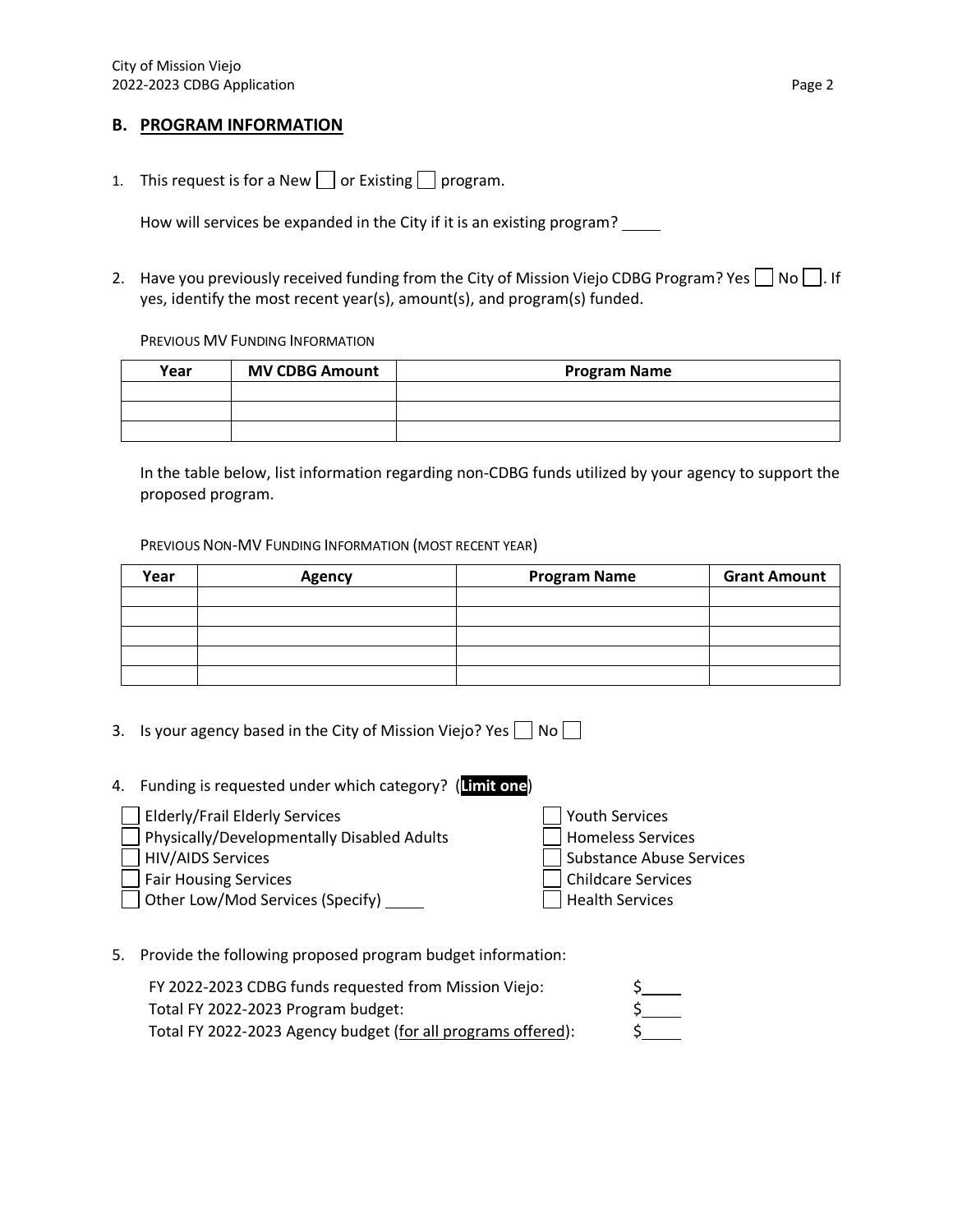## B. PROGRAM INFORMATION

1. This request is for a New ☐ or Existing ☐ program.

   How will services be expanded in the City if it is an existing program? _____

2. Have you previously received funding from the City of Mission Viejo CDBG Program? Yes ☐ No ☐. If yes, identify the most recent year(s), amount(s), and program(s) funded.

   PREVIOUS MV FUNDING INFORMATION

| Year | MV CDBG Amount | Program Name |
|---|---|---|
| | | |
| | | |
| | | |

   In the table below, list information regarding non-CDBG funds utilized by your agency to support the proposed program.

   PREVIOUS NON-MV FUNDING INFORMATION (MOST RECENT YEAR)

| Year | Agency | Program Name | Grant Amount |
|---|---|---|---|
| | | | |
| | | | |
| | | | |
| | | | |
| | | | |

3. Is your agency based in the City of Mission Viejo? Yes ☐ No ☐

4. Funding is requested under which category? (**Limit one**)

   ☐ Elderly/Frail Elderly Services
   ☐ Physically/Developmentally Disabled Adults
   ☐ HIV/AIDS Services
   ☐ Fair Housing Services
   ☐ Other Low/Mod Services (Specify) _____
   ☐ Youth Services
   ☐ Homeless Services
   ☐ Substance Abuse Services
   ☐ Childcare Services
   ☐ Health Services

5. Provide the following proposed program budget information:

   FY 2022-2023 CDBG funds requested from Mission Viejo: $_____
   Total FY 2022-2023 Program budget: $_____
   Total FY 2022-2023 Agency budget (for all programs offered): $_____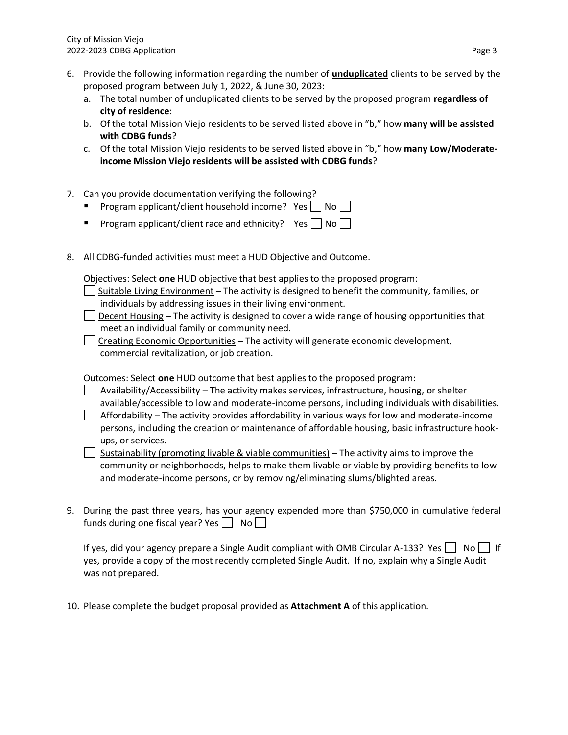6. Provide the following information regarding the number of **unduplicated** clients to be served by the proposed program between July 1, 2022, & June 30, 2023:
   a. The total number of unduplicated clients to be served by the proposed program **regardless of city of residence**: _____
   b. Of the total Mission Viejo residents to be served listed above in "b," how **many will be assisted with CDBG funds**? _____
   c. Of the total Mission Viejo residents to be served listed above in "b," how **many Low/Moderate-income Mission Viejo residents will be assisted with CDBG funds**? _____

7. Can you provide documentation verifying the following?
   - Program applicant/client household income? Yes ☐ No ☐
   - Program applicant/client race and ethnicity? Yes ☐ No ☐

8. All CDBG-funded activities must meet a HUD Objective and Outcome.

   Objectives: Select **one** HUD objective that best applies to the proposed program:

   ☐ Suitable Living Environment – The activity is designed to benefit the community, families, or individuals by addressing issues in their living environment.

   ☐ Decent Housing – The activity is designed to cover a wide range of housing opportunities that meet an individual family or community need.

   ☐ Creating Economic Opportunities – The activity will generate economic development, commercial revitalization, or job creation.

   Outcomes: Select **one** HUD outcome that best applies to the proposed program:

   ☐ Availability/Accessibility – The activity makes services, infrastructure, housing, or shelter available/accessible to low and moderate-income persons, including individuals with disabilities.

   ☐ Affordability – The activity provides affordability in various ways for low and moderate-income persons, including the creation or maintenance of affordable housing, basic infrastructure hook-ups, or services.

   ☐ Sustainability (promoting livable & viable communities) – The activity aims to improve the community or neighborhoods, helps to make them livable or viable by providing benefits to low and moderate-income persons, or by removing/eliminating slums/blighted areas.

9. During the past three years, has your agency expended more than $750,000 in cumulative federal funds during one fiscal year? Yes ☐ No ☐

   If yes, did your agency prepare a Single Audit compliant with OMB Circular A-133? Yes ☐ No ☐ If yes, provide a copy of the most recently completed Single Audit. If no, explain why a Single Audit was not prepared. _____

10. Please complete the budget proposal provided as **Attachment A** of this application.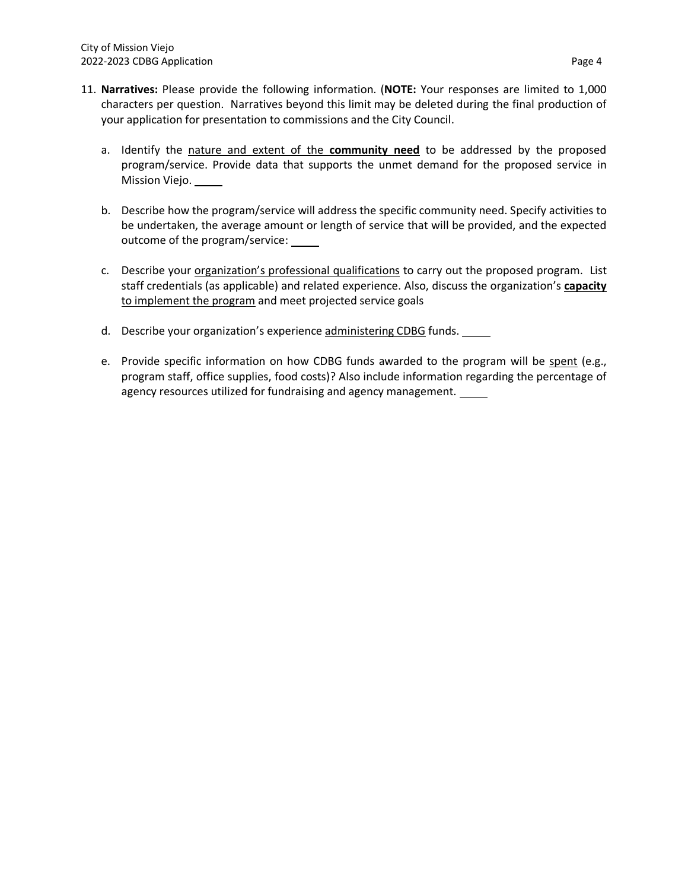11. **Narratives:** Please provide the following information. (**NOTE:** Your responses are limited to 1,000 characters per question. Narratives beyond this limit may be deleted during the final production of your application for presentation to commissions and the City Council.

    a. Identify the nature and extent of the **community need** to be addressed by the proposed program/service. Provide data that supports the unmet demand for the proposed service in Mission Viejo. _____

    b. Describe how the program/service will address the specific community need. Specify activities to be undertaken, the average amount or length of service that will be provided, and the expected outcome of the program/service: _____

    c. Describe your organization's professional qualifications to carry out the proposed program. List staff credentials (as applicable) and related experience. Also, discuss the organization's **capacity** to implement the program and meet projected service goals

    d. Describe your organization's experience administering CDBG funds. _____

    e. Provide specific information on how CDBG funds awarded to the program will be spent (e.g., program staff, office supplies, food costs)? Also include information regarding the percentage of agency resources utilized for fundraising and agency management. _____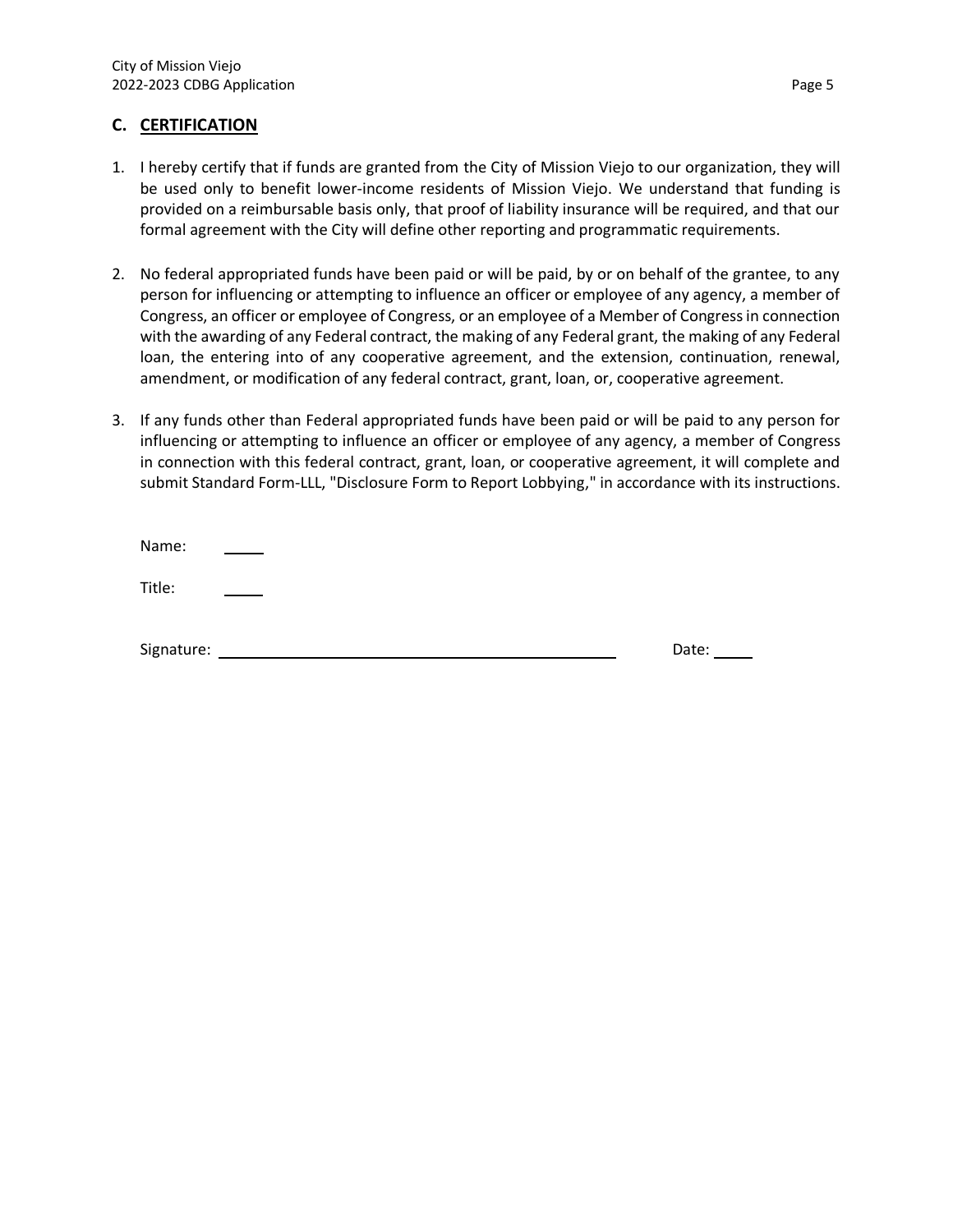## C. CERTIFICATION

1. I hereby certify that if funds are granted from the City of Mission Viejo to our organization, they will be used only to benefit lower-income residents of Mission Viejo. We understand that funding is provided on a reimbursable basis only, that proof of liability insurance will be required, and that our formal agreement with the City will define other reporting and programmatic requirements.

2. No federal appropriated funds have been paid or will be paid, by or on behalf of the grantee, to any person for influencing or attempting to influence an officer or employee of any agency, a member of Congress, an officer or employee of Congress, or an employee of a Member of Congress in connection with the awarding of any Federal contract, the making of any Federal grant, the making of any Federal loan, the entering into of any cooperative agreement, and the extension, continuation, renewal, amendment, or modification of any federal contract, grant, loan, or, cooperative agreement.

3. If any funds other than Federal appropriated funds have been paid or will be paid to any person for influencing or attempting to influence an officer or employee of any agency, a member of Congress in connection with this federal contract, grant, loan, or cooperative agreement, it will complete and submit Standard Form-LLL, "Disclosure Form to Report Lobbying," in accordance with its instructions.

Name: _____

Title: _____

Signature: ________________________________________ Date: _____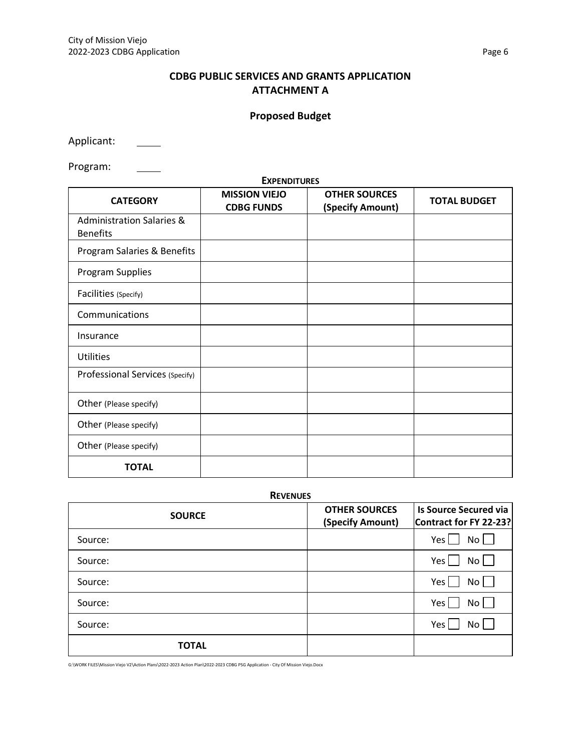## CDBG PUBLIC SERVICES AND GRANTS APPLICATION
## ATTACHMENT A

### Proposed Budget

Applicant: \_\_\_\_\_

Program: \_\_\_\_\_

**EXPENDITURES**

| CATEGORY | MISSION VIEJO CDBG FUNDS | OTHER SOURCES (Specify Amount) | TOTAL BUDGET |
|---|---|---|---|
| Administration Salaries & Benefits | | | |
| Program Salaries & Benefits | | | |
| Program Supplies | | | |
| Facilities (Specify) | | | |
| Communications | | | |
| Insurance | | | |
| Utilities | | | |
| Professional Services (Specify) | | | |
| Other (Please specify) | | | |
| Other (Please specify) | | | |
| Other (Please specify) | | | |
| **TOTAL** | | | |

**REVENUES**

| SOURCE | OTHER SOURCES (Specify Amount) | Is Source Secured via Contract for FY 22-23? |
|---|---|---|
| Source: | | Yes ☐ No ☐ |
| Source: | | Yes ☐ No ☐ |
| Source: | | Yes ☐ No ☐ |
| Source: | | Yes ☐ No ☐ |
| Source: | | Yes ☐ No ☐ |
| **TOTAL** | | |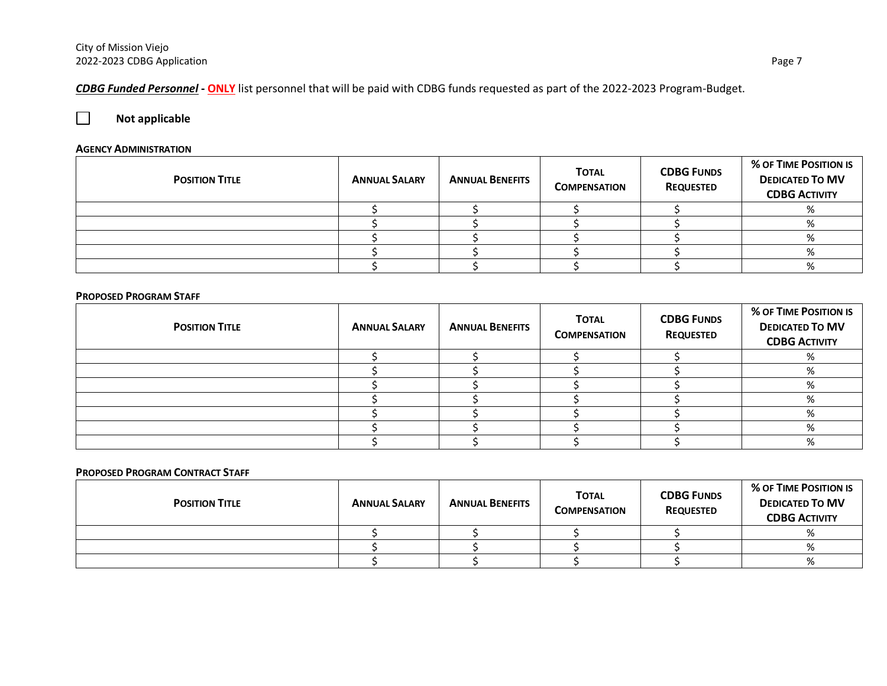***CDBG Funded Personnel*** **-** **ONLY** list personnel that will be paid with CDBG funds requested as part of the 2022-2023 Program-Budget.

☐ **Not applicable**

**AGENCY ADMINISTRATION**

| POSITION TITLE | ANNUAL SALARY | ANNUAL BENEFITS | TOTAL COMPENSATION | CDBG FUNDS REQUESTED | % OF TIME POSITION IS DEDICATED TO MV CDBG ACTIVITY |
|---|---|---|---|---|---|
| | $ | $ | $ | $ | % |
| | $ | $ | $ | $ | % |
| | $ | $ | $ | $ | % |
| | $ | $ | $ | $ | % |
| | $ | $ | $ | $ | % |

**PROPOSED PROGRAM STAFF**

| POSITION TITLE | ANNUAL SALARY | ANNUAL BENEFITS | TOTAL COMPENSATION | CDBG FUNDS REQUESTED | % OF TIME POSITION IS DEDICATED TO MV CDBG ACTIVITY |
|---|---|---|---|---|---|
| | $ | $ | $ | $ | % |
| | $ | $ | $ | $ | % |
| | $ | $ | $ | $ | % |
| | $ | $ | $ | $ | % |
| | $ | $ | $ | $ | % |
| | $ | $ | $ | $ | % |
| | $ | $ | $ | $ | % |

**PROPOSED PROGRAM CONTRACT STAFF**

| POSITION TITLE | ANNUAL SALARY | ANNUAL BENEFITS | TOTAL COMPENSATION | CDBG FUNDS REQUESTED | % OF TIME POSITION IS DEDICATED TO MV CDBG ACTIVITY |
|---|---|---|---|---|---|
| | $ | $ | $ | $ | % |
| | $ | $ | $ | $ | % |
| | $ | $ | $ | $ | % |